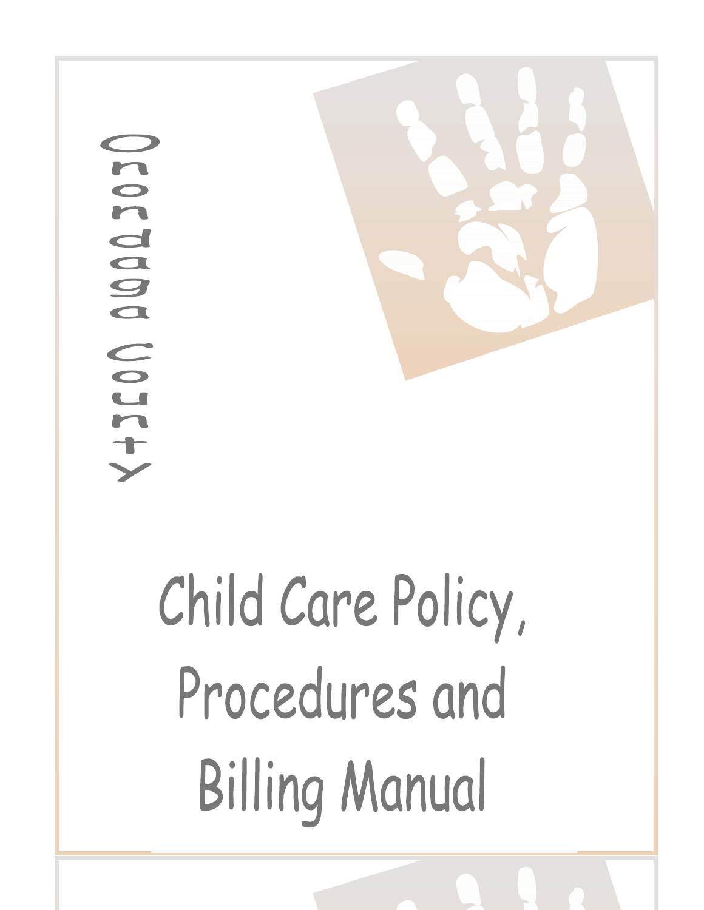Onondaga County

# Child Care Policy, Procedures and Billing Manual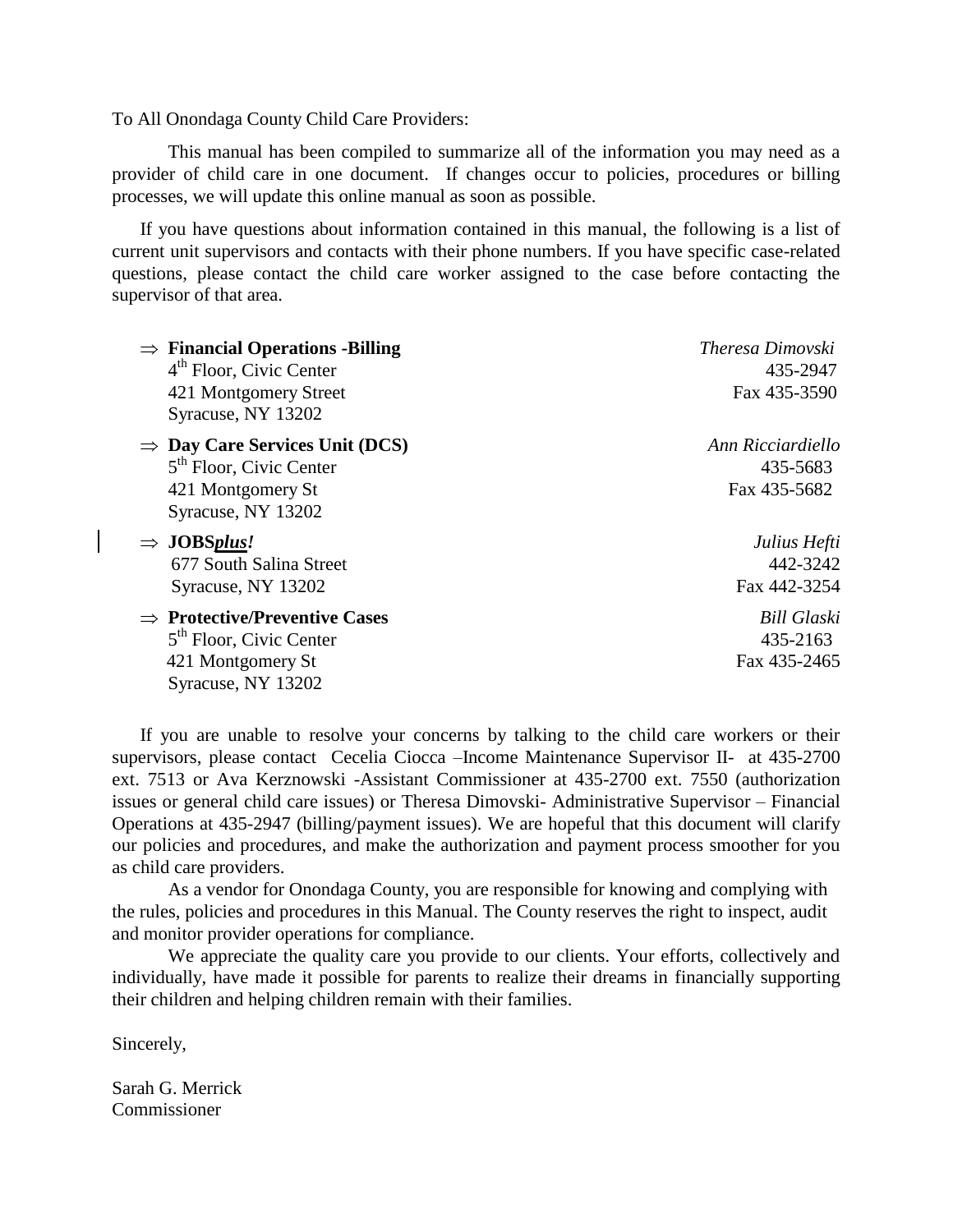To All Onondaga County Child Care Providers:

This manual has been compiled to summarize all of the information you may need as a provider of child care in one document. If changes occur to policies, procedures or billing processes, we will update this online manual as soon as possible.

If you have questions about information contained in this manual, the following is a list of current unit supervisors and contacts with their phone numbers. If you have specific case-related questions, please contact the child care worker assigned to the case before contacting the supervisor of that area.

⇒ **Financial Operations -Billing**
4th Floor, Civic Center
421 Montgomery Street
Syracuse, NY 13202
*Theresa Dimovski*
435-2947
Fax 435-3590

⇒ **Day Care Services Unit (DCS)**
5th Floor, Civic Center
421 Montgomery St
Syracuse, NY 13202
*Ann Ricciardiello*
435-5683
Fax 435-5682

⇒ **JOBS*plus*!**
677 South Salina Street
Syracuse, NY 13202
*Julius Hefti*
442-3242
Fax 442-3254

⇒ **Protective/Preventive Cases**
5th Floor, Civic Center
421 Montgomery St
Syracuse, NY 13202
*Bill Glaski*
435-2163
Fax 435-2465

If you are unable to resolve your concerns by talking to the child care workers or their supervisors, please contact Cecelia Ciocca –Income Maintenance Supervisor II- at 435-2700 ext. 7513 or Ava Kerznowski -Assistant Commissioner at 435-2700 ext. 7550 (authorization issues or general child care issues) or Theresa Dimovski- Administrative Supervisor – Financial Operations at 435-2947 (billing/payment issues). We are hopeful that this document will clarify our policies and procedures, and make the authorization and payment process smoother for you as child care providers.

As a vendor for Onondaga County, you are responsible for knowing and complying with the rules, policies and procedures in this Manual. The County reserves the right to inspect, audit and monitor provider operations for compliance.

We appreciate the quality care you provide to our clients. Your efforts, collectively and individually, have made it possible for parents to realize their dreams in financially supporting their children and helping children remain with their families.

Sincerely,

Sarah G. Merrick
Commissioner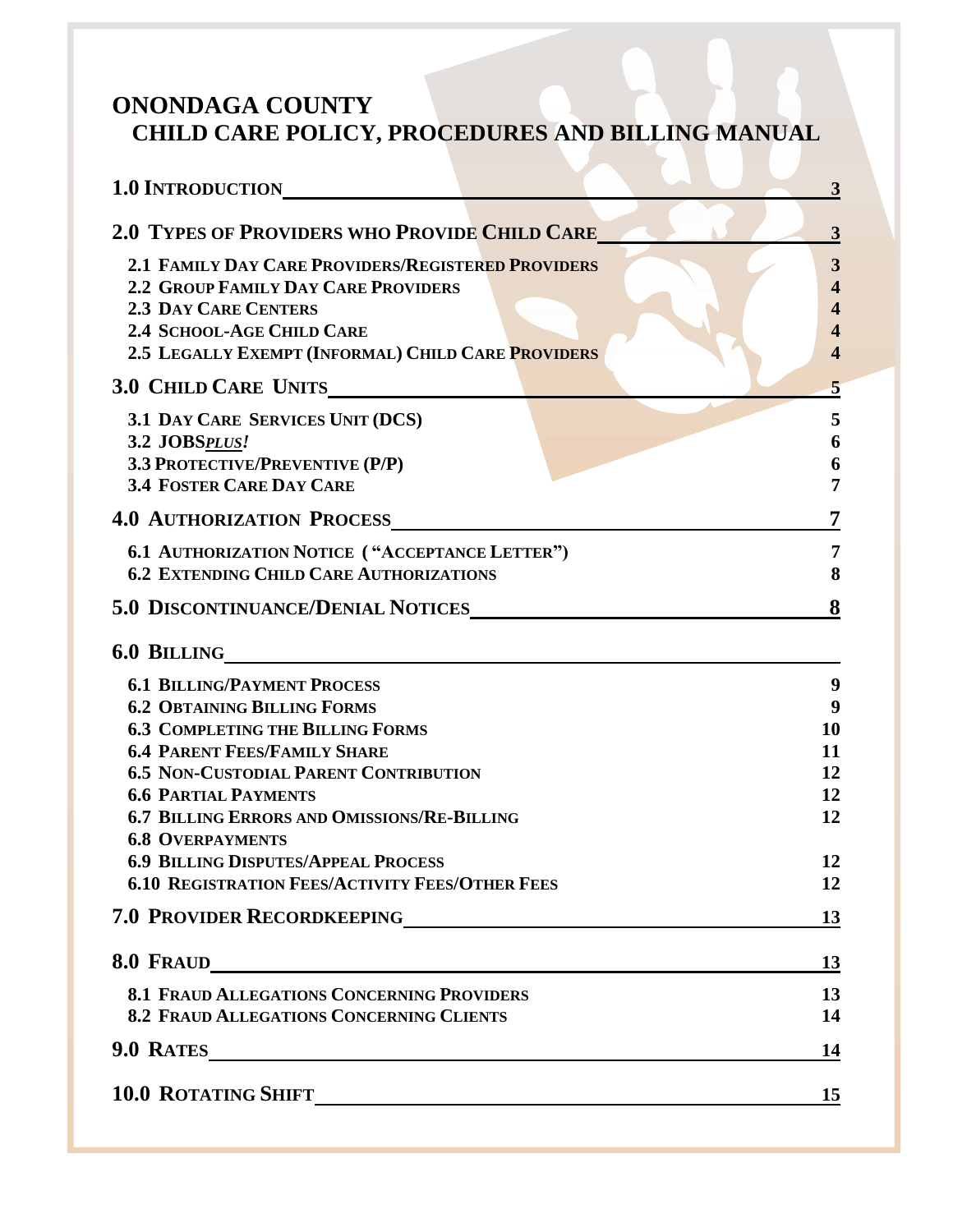# ONONDAGA COUNTY
## CHILD CARE POLICY, PROCEDURES AND BILLING MANUAL

**1.0 INTRODUCTION** 3

**2.0 TYPES OF PROVIDERS WHO PROVIDE CHILD CARE** 3

- **2.1 FAMILY DAY CARE PROVIDERS/REGISTERED PROVIDERS** 3
- **2.2 GROUP FAMILY DAY CARE PROVIDERS** 4
- **2.3 DAY CARE CENTERS** 4
- **2.4 SCHOOL-AGE CHILD CARE** 4
- **2.5 LEGALLY EXEMPT (INFORMAL) CHILD CARE PROVIDERS** 4

**3.0 CHILD CARE UNITS** 5

- **3.1 DAY CARE SERVICES UNIT (DCS)** 5
- **3.2 JOBS*PLUS!*** 6
- **3.3 PROTECTIVE/PREVENTIVE (P/P)** 6
- **3.4 FOSTER CARE DAY CARE** 7

**4.0 AUTHORIZATION PROCESS** 7

- **6.1 AUTHORIZATION NOTICE ("ACCEPTANCE LETTER")** 7
- **6.2 EXTENDING CHILD CARE AUTHORIZATIONS** 8

**5.0 DISCONTINUANCE/DENIAL NOTICES** 8

**6.0 BILLING**

- **6.1 BILLING/PAYMENT PROCESS** 9
- **6.2 OBTAINING BILLING FORMS** 9
- **6.3 COMPLETING THE BILLING FORMS** 10
- **6.4 PARENT FEES/FAMILY SHARE** 11
- **6.5 NON-CUSTODIAL PARENT CONTRIBUTION** 12
- **6.6 PARTIAL PAYMENTS** 12
- **6.7 BILLING ERRORS AND OMISSIONS/RE-BILLING** 12
- **6.8 OVERPAYMENTS**
- **6.9 BILLING DISPUTES/APPEAL PROCESS** 12
- **6.10 REGISTRATION FEES/ACTIVITY FEES/OTHER FEES** 12

**7.0 PROVIDER RECORDKEEPING** 13

**8.0 FRAUD** 13

- **8.1 FRAUD ALLEGATIONS CONCERNING PROVIDERS** 13
- **8.2 FRAUD ALLEGATIONS CONCERNING CLIENTS** 14

**9.0 RATES** 14

**10.0 ROTATING SHIFT** 15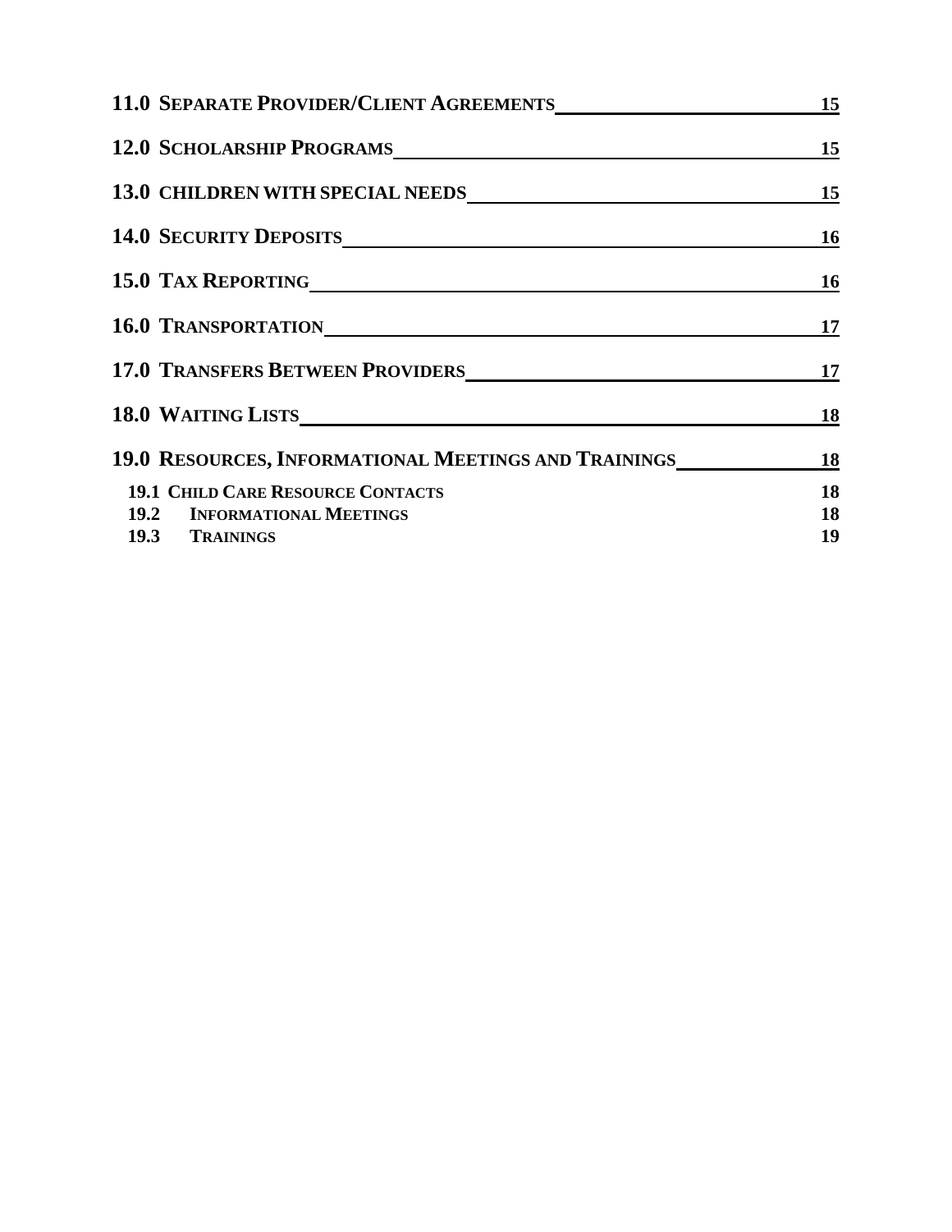**11.0 SEPARATE PROVIDER/CLIENT AGREEMENTS** 15

**12.0 SCHOLARSHIP PROGRAMS** 15

**13.0 CHILDREN WITH SPECIAL NEEDS** 15

**14.0 SECURITY DEPOSITS** 16

**15.0 TAX REPORTING** 16

**16.0 TRANSPORTATION** 17

**17.0 TRANSFERS BETWEEN PROVIDERS** 17

**18.0 WAITING LISTS** 18

**19.0 RESOURCES, INFORMATIONAL MEETINGS AND TRAININGS** 18

- **19.1 CHILD CARE RESOURCE CONTACTS** 18
- **19.2 INFORMATIONAL MEETINGS** 18
- **19.3 TRAININGS** 19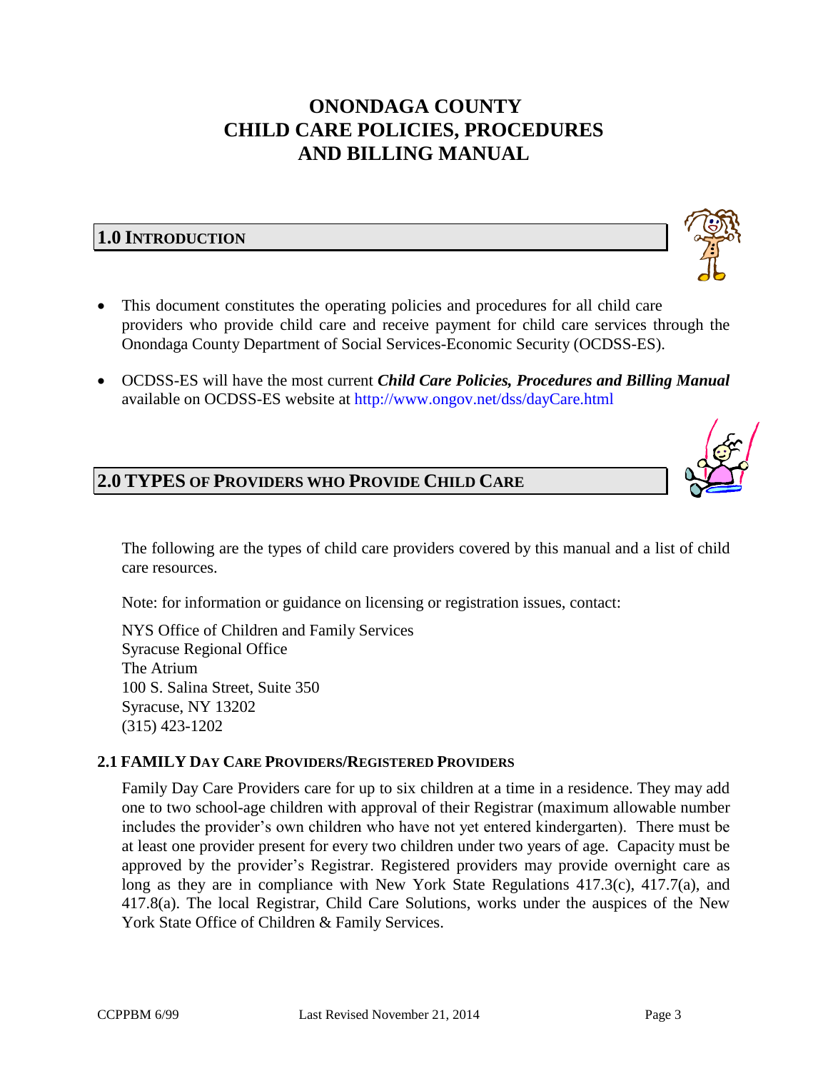# ONONDAGA COUNTY
# CHILD CARE POLICIES, PROCEDURES AND BILLING MANUAL

## 1.0 INTRODUCTION

- This document constitutes the operating policies and procedures for all child care providers who provide child care and receive payment for child care services through the Onondaga County Department of Social Services-Economic Security (OCDSS-ES).
- OCDSS-ES will have the most current ***Child Care Policies, Procedures and Billing Manual*** available on OCDSS-ES website at http://www.ongov.net/dss/dayCare.html

## 2.0 TYPES OF PROVIDERS WHO PROVIDE CHILD CARE

The following are the types of child care providers covered by this manual and a list of child care resources.

Note: for information or guidance on licensing or registration issues, contact:

NYS Office of Children and Family Services
Syracuse Regional Office
The Atrium
100 S. Salina Street, Suite 350
Syracuse, NY 13202
(315) 423-1202

### 2.1 FAMILY DAY CARE PROVIDERS/REGISTERED PROVIDERS

Family Day Care Providers care for up to six children at a time in a residence. They may add one to two school-age children with approval of their Registrar (maximum allowable number includes the provider's own children who have not yet entered kindergarten). There must be at least one provider present for every two children under two years of age. Capacity must be approved by the provider's Registrar. Registered providers may provide overnight care as long as they are in compliance with New York State Regulations 417.3(c), 417.7(a), and 417.8(a). The local Registrar, Child Care Solutions, works under the auspices of the New York State Office of Children & Family Services.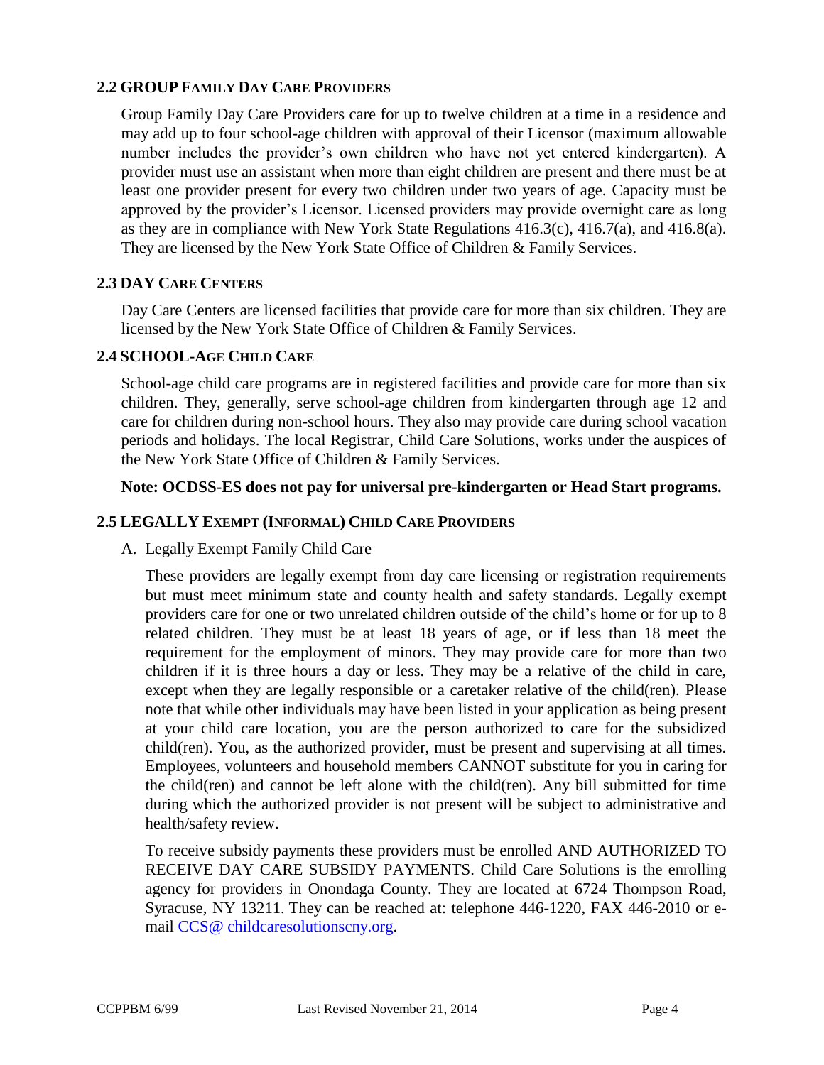### 2.2 GROUP FAMILY DAY CARE PROVIDERS

Group Family Day Care Providers care for up to twelve children at a time in a residence and may add up to four school-age children with approval of their Licensor (maximum allowable number includes the provider's own children who have not yet entered kindergarten). A provider must use an assistant when more than eight children are present and there must be at least one provider present for every two children under two years of age. Capacity must be approved by the provider's Licensor. Licensed providers may provide overnight care as long as they are in compliance with New York State Regulations 416.3(c), 416.7(a), and 416.8(a). They are licensed by the New York State Office of Children & Family Services.

### 2.3 DAY CARE CENTERS

Day Care Centers are licensed facilities that provide care for more than six children. They are licensed by the New York State Office of Children & Family Services.

### 2.4 SCHOOL-AGE CHILD CARE

School-age child care programs are in registered facilities and provide care for more than six children. They, generally, serve school-age children from kindergarten through age 12 and care for children during non-school hours. They also may provide care during school vacation periods and holidays. The local Registrar, Child Care Solutions, works under the auspices of the New York State Office of Children & Family Services.

**Note: OCDSS-ES does not pay for universal pre-kindergarten or Head Start programs.**

### 2.5 LEGALLY EXEMPT (INFORMAL) CHILD CARE PROVIDERS

A. Legally Exempt Family Child Care

These providers are legally exempt from day care licensing or registration requirements but must meet minimum state and county health and safety standards. Legally exempt providers care for one or two unrelated children outside of the child's home or for up to 8 related children. They must be at least 18 years of age, or if less than 18 meet the requirement for the employment of minors. They may provide care for more than two children if it is three hours a day or less. They may be a relative of the child in care, except when they are legally responsible or a caretaker relative of the child(ren). Please note that while other individuals may have been listed in your application as being present at your child care location, you are the person authorized to care for the subsidized child(ren). You, as the authorized provider, must be present and supervising at all times. Employees, volunteers and household members CANNOT substitute for you in caring for the child(ren) and cannot be left alone with the child(ren). Any bill submitted for time during which the authorized provider is not present will be subject to administrative and health/safety review.

To receive subsidy payments these providers must be enrolled AND AUTHORIZED TO RECEIVE DAY CARE SUBSIDY PAYMENTS. Child Care Solutions is the enrolling agency for providers in Onondaga County. They are located at 6724 Thompson Road, Syracuse, NY 13211. They can be reached at: telephone 446-1220, FAX 446-2010 or e-mail CCS@ childcaresolutionscny.org.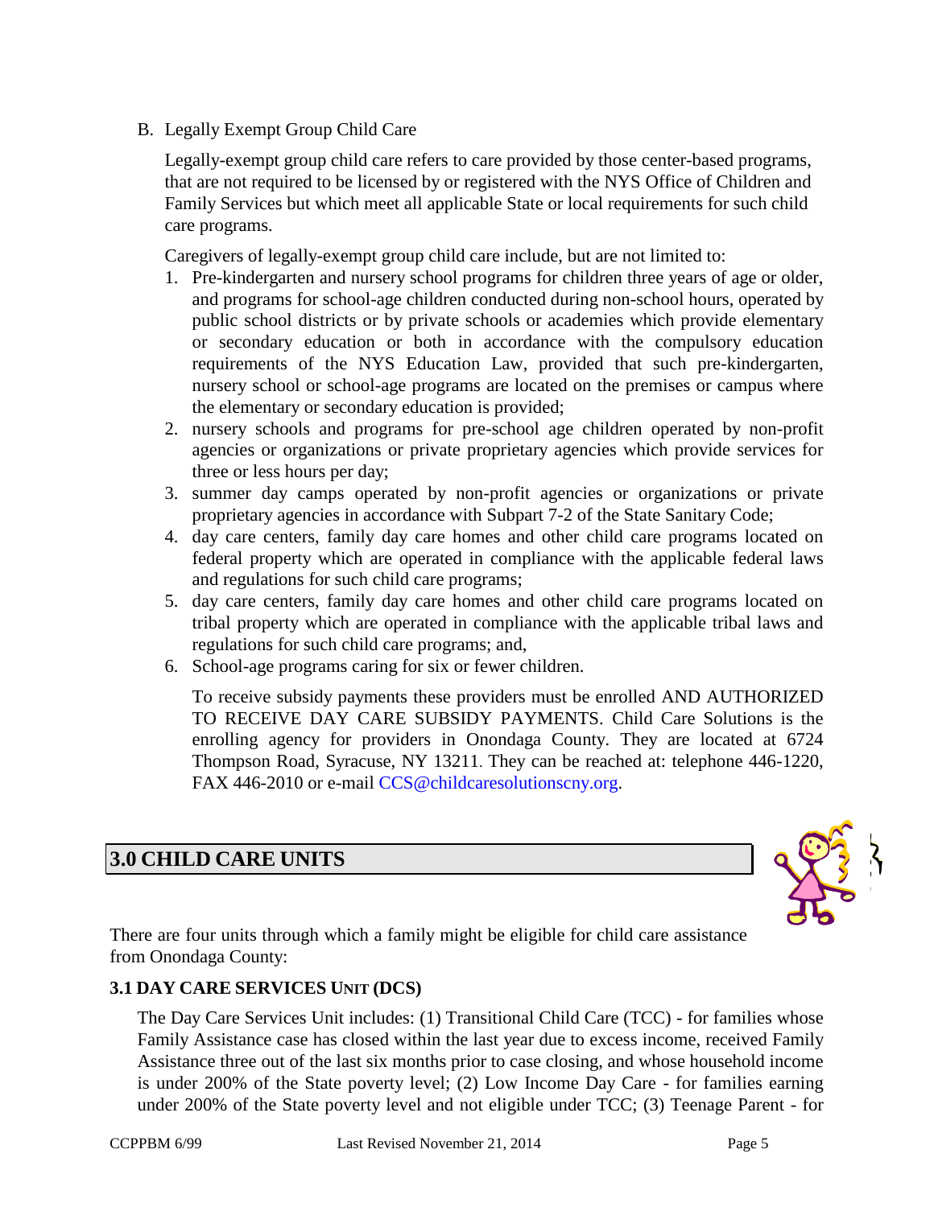B. Legally Exempt Group Child Care

Legally-exempt group child care refers to care provided by those center-based programs, that are not required to be licensed by or registered with the NYS Office of Children and Family Services but which meet all applicable State or local requirements for such child care programs.

Caregivers of legally-exempt group child care include, but are not limited to:

1. Pre-kindergarten and nursery school programs for children three years of age or older, and programs for school-age children conducted during non-school hours, operated by public school districts or by private schools or academies which provide elementary or secondary education or both in accordance with the compulsory education requirements of the NYS Education Law, provided that such pre-kindergarten, nursery school or school-age programs are located on the premises or campus where the elementary or secondary education is provided;
2. nursery schools and programs for pre-school age children operated by non-profit agencies or organizations or private proprietary agencies which provide services for three or less hours per day;
3. summer day camps operated by non-profit agencies or organizations or private proprietary agencies in accordance with Subpart 7-2 of the State Sanitary Code;
4. day care centers, family day care homes and other child care programs located on federal property which are operated in compliance with the applicable federal laws and regulations for such child care programs;
5. day care centers, family day care homes and other child care programs located on tribal property which are operated in compliance with the applicable tribal laws and regulations for such child care programs; and,
6. School-age programs caring for six or fewer children.

To receive subsidy payments these providers must be enrolled AND AUTHORIZED TO RECEIVE DAY CARE SUBSIDY PAYMENTS. Child Care Solutions is the enrolling agency for providers in Onondaga County. They are located at 6724 Thompson Road, Syracuse, NY 13211. They can be reached at: telephone 446-1220, FAX 446-2010 or e-mail CCS@childcaresolutionscny.org.

## 3.0 CHILD CARE UNITS

There are four units through which a family might be eligible for child care assistance from Onondaga County:

### 3.1 DAY CARE SERVICES UNIT (DCS)

The Day Care Services Unit includes: (1) Transitional Child Care (TCC) - for families whose Family Assistance case has closed within the last year due to excess income, received Family Assistance three out of the last six months prior to case closing, and whose household income is under 200% of the State poverty level; (2) Low Income Day Care - for families earning under 200% of the State poverty level and not eligible under TCC; (3) Teenage Parent - for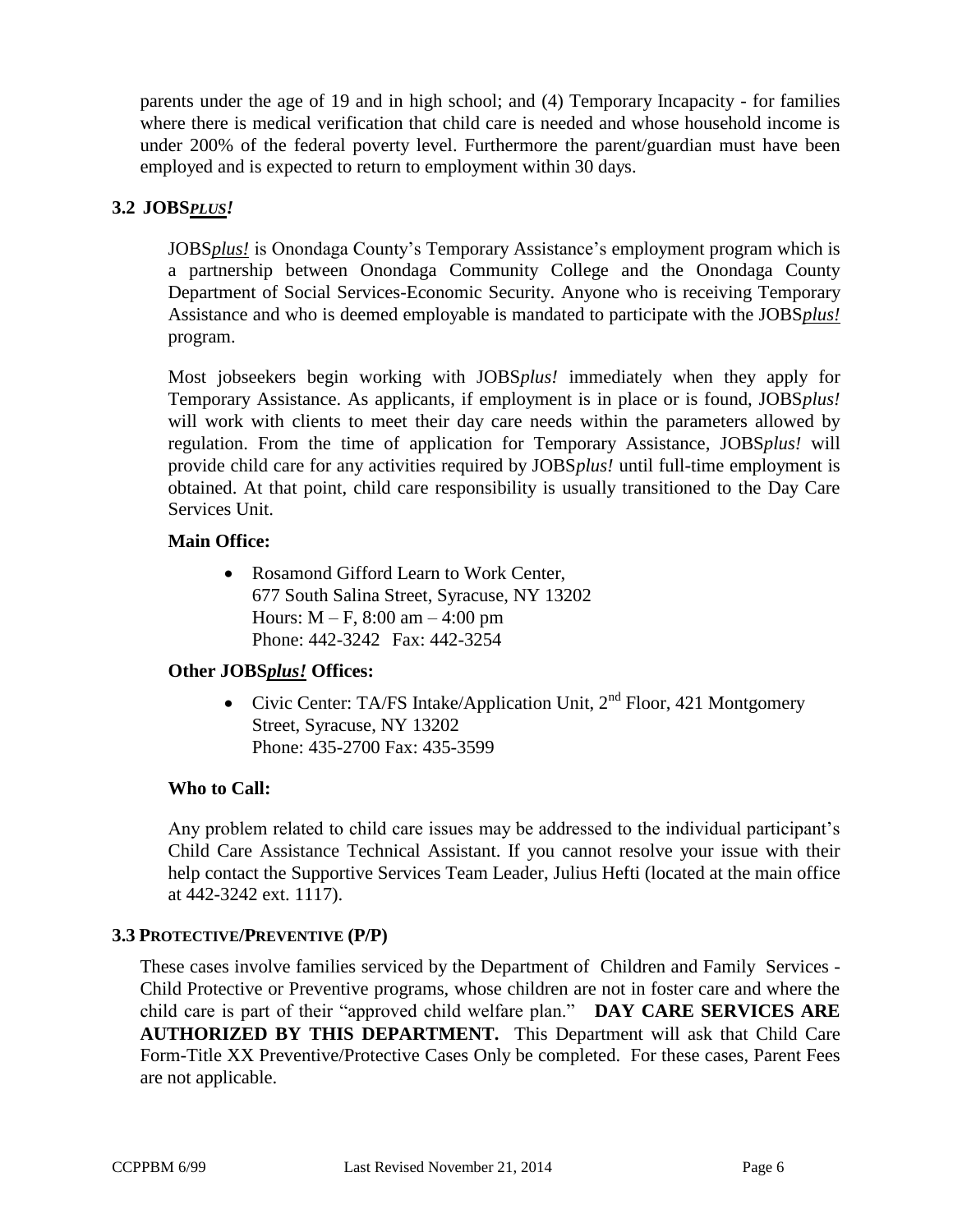parents under the age of 19 and in high school; and (4) Temporary Incapacity - for families where there is medical verification that child care is needed and whose household income is under 200% of the federal poverty level. Furthermore the parent/guardian must have been employed and is expected to return to employment within 30 days.

### 3.2 JOBS*PLUS!*

JOBS*plus!* is Onondaga County's Temporary Assistance's employment program which is a partnership between Onondaga Community College and the Onondaga County Department of Social Services-Economic Security. Anyone who is receiving Temporary Assistance and who is deemed employable is mandated to participate with the JOBS*plus!* program.

Most jobseekers begin working with JOBS*plus!* immediately when they apply for Temporary Assistance. As applicants, if employment is in place or is found, JOBS*plus!* will work with clients to meet their day care needs within the parameters allowed by regulation. From the time of application for Temporary Assistance, JOBS*plus!* will provide child care for any activities required by JOBS*plus!* until full-time employment is obtained. At that point, child care responsibility is usually transitioned to the Day Care Services Unit.

**Main Office:**

- Rosamond Gifford Learn to Work Center,
  677 South Salina Street, Syracuse, NY 13202
  Hours: M – F, 8:00 am – 4:00 pm
  Phone: 442-3242 Fax: 442-3254

**Other JOBS*plus!* Offices:**

- Civic Center: TA/FS Intake/Application Unit, 2nd Floor, 421 Montgomery Street, Syracuse, NY 13202
  Phone: 435-2700 Fax: 435-3599

**Who to Call:**

Any problem related to child care issues may be addressed to the individual participant's Child Care Assistance Technical Assistant. If you cannot resolve your issue with their help contact the Supportive Services Team Leader, Julius Hefti (located at the main office at 442-3242 ext. 1117).

### 3.3 PROTECTIVE/PREVENTIVE (P/P)

These cases involve families serviced by the Department of Children and Family Services - Child Protective or Preventive programs, whose children are not in foster care and where the child care is part of their "approved child welfare plan." **DAY CARE SERVICES ARE AUTHORIZED BY THIS DEPARTMENT.** This Department will ask that Child Care Form-Title XX Preventive/Protective Cases Only be completed. For these cases, Parent Fees are not applicable.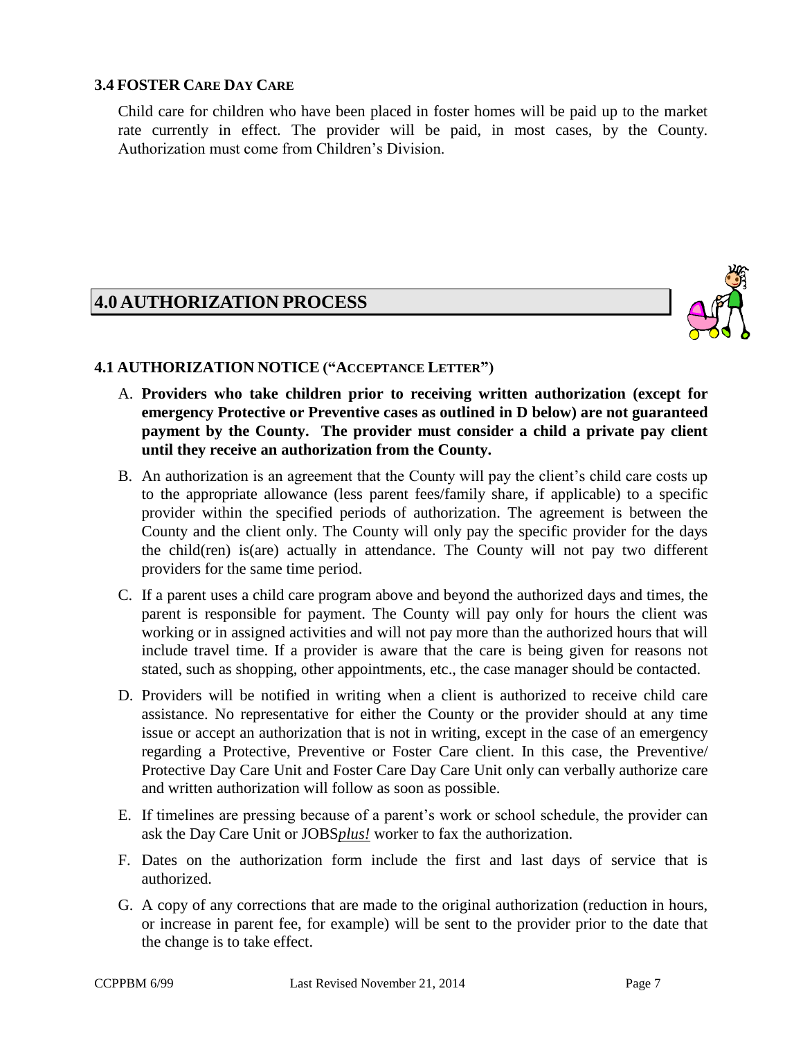### 3.4 FOSTER CARE DAY CARE

Child care for children who have been placed in foster homes will be paid up to the market rate currently in effect. The provider will be paid, in most cases, by the County. Authorization must come from Children's Division.

## 4.0 AUTHORIZATION PROCESS

### 4.1 AUTHORIZATION NOTICE ("ACCEPTANCE LETTER")

A. **Providers who take children prior to receiving written authorization (except for emergency Protective or Preventive cases as outlined in D below) are not guaranteed payment by the County. The provider must consider a child a private pay client until they receive an authorization from the County.**

B. An authorization is an agreement that the County will pay the client's child care costs up to the appropriate allowance (less parent fees/family share, if applicable) to a specific provider within the specified periods of authorization. The agreement is between the County and the client only. The County will only pay the specific provider for the days the child(ren) is(are) actually in attendance. The County will not pay two different providers for the same time period.

C. If a parent uses a child care program above and beyond the authorized days and times, the parent is responsible for payment. The County will pay only for hours the client was working or in assigned activities and will not pay more than the authorized hours that will include travel time. If a provider is aware that the care is being given for reasons not stated, such as shopping, other appointments, etc., the case manager should be contacted.

D. Providers will be notified in writing when a client is authorized to receive child care assistance. No representative for either the County or the provider should at any time issue or accept an authorization that is not in writing, except in the case of an emergency regarding a Protective, Preventive or Foster Care client. In this case, the Preventive/ Protective Day Care Unit and Foster Care Day Care Unit only can verbally authorize care and written authorization will follow as soon as possible.

E. If timelines are pressing because of a parent's work or school schedule, the provider can ask the Day Care Unit or JOBS*plus!* worker to fax the authorization.

F. Dates on the authorization form include the first and last days of service that is authorized.

G. A copy of any corrections that are made to the original authorization (reduction in hours, or increase in parent fee, for example) will be sent to the provider prior to the date that the change is to take effect.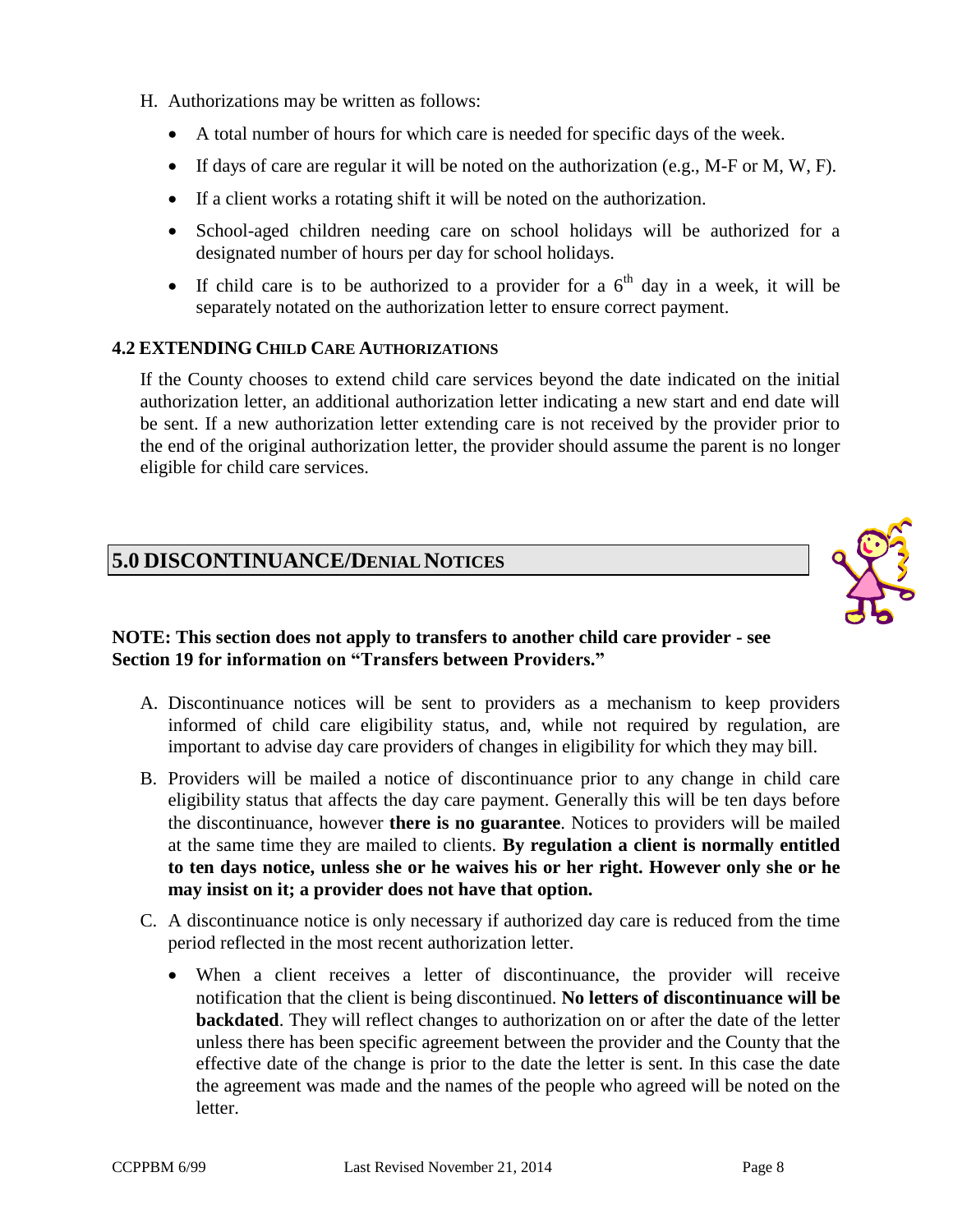H. Authorizations may be written as follows:

- A total number of hours for which care is needed for specific days of the week.
- If days of care are regular it will be noted on the authorization (e.g., M-F or M, W, F).
- If a client works a rotating shift it will be noted on the authorization.
- School-aged children needing care on school holidays will be authorized for a designated number of hours per day for school holidays.
- If child care is to be authorized to a provider for a 6th day in a week, it will be separately notated on the authorization letter to ensure correct payment.

### 4.2 EXTENDING CHILD CARE AUTHORIZATIONS

If the County chooses to extend child care services beyond the date indicated on the initial authorization letter, an additional authorization letter indicating a new start and end date will be sent. If a new authorization letter extending care is not received by the provider prior to the end of the original authorization letter, the provider should assume the parent is no longer eligible for child care services.

## 5.0 DISCONTINUANCE/DENIAL NOTICES

**NOTE: This section does not apply to transfers to another child care provider - see Section 19 for information on "Transfers between Providers."**

A. Discontinuance notices will be sent to providers as a mechanism to keep providers informed of child care eligibility status, and, while not required by regulation, are important to advise day care providers of changes in eligibility for which they may bill.

B. Providers will be mailed a notice of discontinuance prior to any change in child care eligibility status that affects the day care payment. Generally this will be ten days before the discontinuance, however **there is no guarantee**. Notices to providers will be mailed at the same time they are mailed to clients. **By regulation a client is normally entitled to ten days notice, unless she or he waives his or her right. However only she or he may insist on it; a provider does not have that option.**

C. A discontinuance notice is only necessary if authorized day care is reduced from the time period reflected in the most recent authorization letter.

- When a client receives a letter of discontinuance, the provider will receive notification that the client is being discontinued. **No letters of discontinuance will be backdated**. They will reflect changes to authorization on or after the date of the letter unless there has been specific agreement between the provider and the County that the effective date of the change is prior to the date the letter is sent. In this case the date the agreement was made and the names of the people who agreed will be noted on the letter.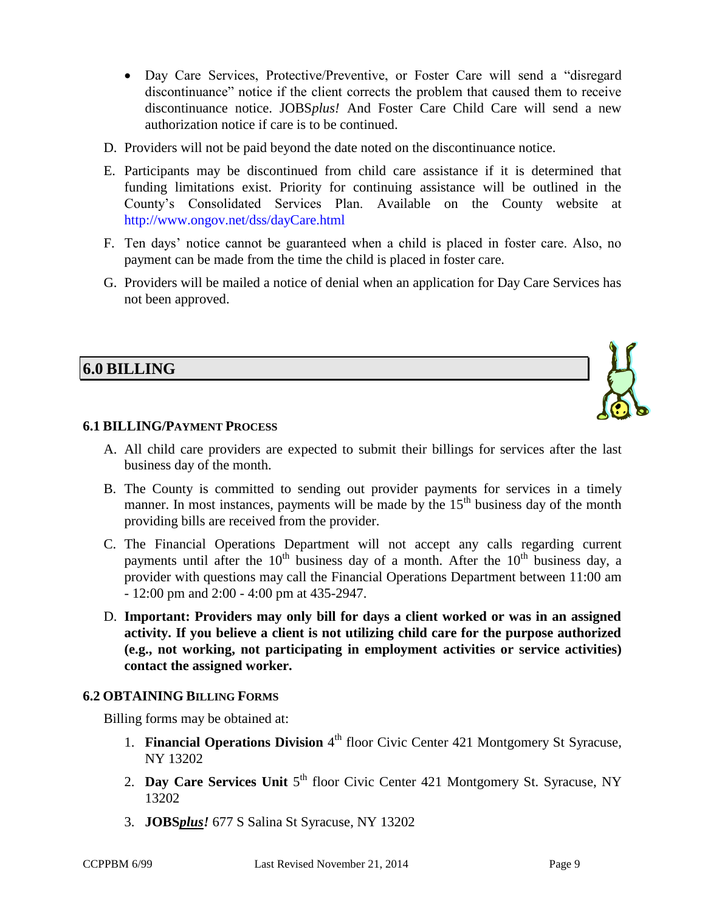- Day Care Services, Protective/Preventive, or Foster Care will send a "disregard discontinuance" notice if the client corrects the problem that caused them to receive discontinuance notice. JOBS*plus!* And Foster Care Child Care will send a new authorization notice if care is to be continued.

D. Providers will not be paid beyond the date noted on the discontinuance notice.

E. Participants may be discontinued from child care assistance if it is determined that funding limitations exist. Priority for continuing assistance will be outlined in the County's Consolidated Services Plan. Available on the County website at http://www.ongov.net/dss/dayCare.html

F. Ten days' notice cannot be guaranteed when a child is placed in foster care. Also, no payment can be made from the time the child is placed in foster care.

G. Providers will be mailed a notice of denial when an application for Day Care Services has not been approved.

## 6.0 BILLING

### 6.1 BILLING/PAYMENT PROCESS

A. All child care providers are expected to submit their billings for services after the last business day of the month.

B. The County is committed to sending out provider payments for services in a timely manner. In most instances, payments will be made by the 15th business day of the month providing bills are received from the provider.

C. The Financial Operations Department will not accept any calls regarding current payments until after the 10th business day of a month. After the 10th business day, a provider with questions may call the Financial Operations Department between 11:00 am - 12:00 pm and 2:00 - 4:00 pm at 435-2947.

D. **Important: Providers may only bill for days a client worked or was in an assigned activity. If you believe a client is not utilizing child care for the purpose authorized (e.g., not working, not participating in employment activities or service activities) contact the assigned worker.**

### 6.2 OBTAINING BILLING FORMS

Billing forms may be obtained at:

1. **Financial Operations Division** 4th floor Civic Center 421 Montgomery St Syracuse, NY 13202
2. **Day Care Services Unit** 5th floor Civic Center 421 Montgomery St. Syracuse, NY 13202
3. **JOBS*plus!*** 677 S Salina St Syracuse, NY 13202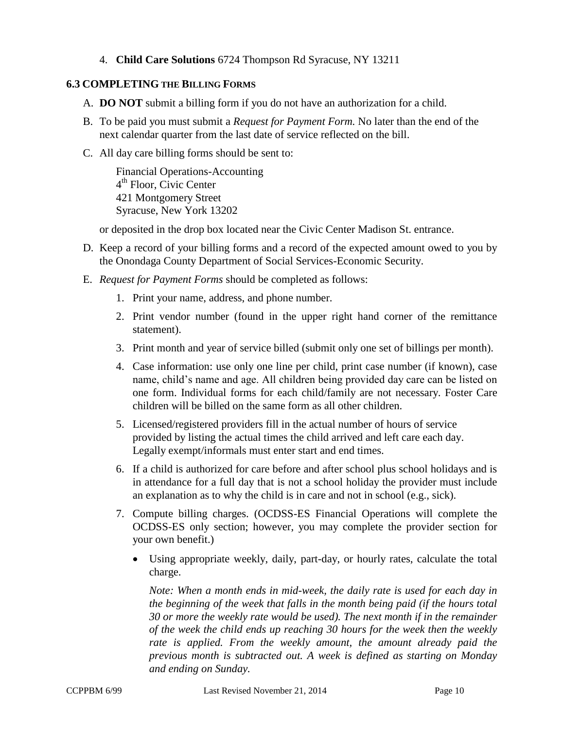4. **Child Care Solutions** 6724 Thompson Rd Syracuse, NY 13211

### 6.3 COMPLETING THE BILLING FORMS

A. **DO NOT** submit a billing form if you do not have an authorization for a child.

B. To be paid you must submit a *Request for Payment Form.* No later than the end of the next calendar quarter from the last date of service reflected on the bill.

C. All day care billing forms should be sent to:

   Financial Operations-Accounting
   4th Floor, Civic Center
   421 Montgomery Street
   Syracuse, New York 13202

   or deposited in the drop box located near the Civic Center Madison St. entrance.

D. Keep a record of your billing forms and a record of the expected amount owed to you by the Onondaga County Department of Social Services-Economic Security.

E. *Request for Payment Forms* should be completed as follows:

   1. Print your name, address, and phone number.
   2. Print vendor number (found in the upper right hand corner of the remittance statement).
   3. Print month and year of service billed (submit only one set of billings per month).
   4. Case information: use only one line per child, print case number (if known), case name, child's name and age. All children being provided day care can be listed on one form. Individual forms for each child/family are not necessary. Foster Care children will be billed on the same form as all other children.
   5. Licensed/registered providers fill in the actual number of hours of service provided by listing the actual times the child arrived and left care each day. Legally exempt/informals must enter start and end times.
   6. If a child is authorized for care before and after school plus school holidays and is in attendance for a full day that is not a school holiday the provider must include an explanation as to why the child is in care and not in school (e.g., sick).
   7. Compute billing charges. (OCDSS-ES Financial Operations will complete the OCDSS-ES only section; however, you may complete the provider section for your own benefit.)

      - Using appropriate weekly, daily, part-day, or hourly rates, calculate the total charge.

        *Note: When a month ends in mid-week, the daily rate is used for each day in the beginning of the week that falls in the month being paid (if the hours total 30 or more the weekly rate would be used). The next month if in the remainder of the week the child ends up reaching 30 hours for the week then the weekly rate is applied. From the weekly amount, the amount already paid the previous month is subtracted out. A week is defined as starting on Monday and ending on Sunday.*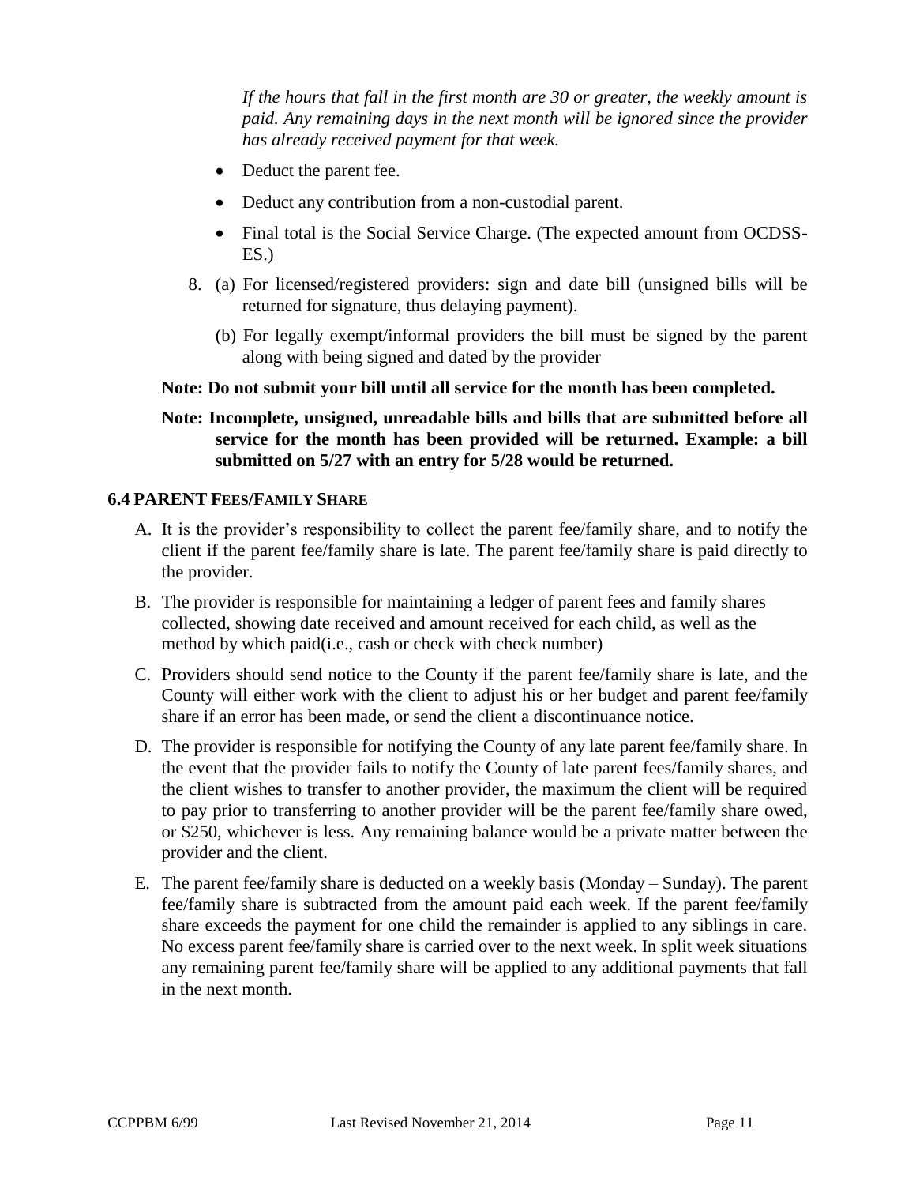*If the hours that fall in the first month are 30 or greater, the weekly amount is paid. Any remaining days in the next month will be ignored since the provider has already received payment for that week.*

- Deduct the parent fee.
- Deduct any contribution from a non-custodial parent.
- Final total is the Social Service Charge. (The expected amount from OCDSS-ES.)

8. (a) For licensed/registered providers: sign and date bill (unsigned bills will be returned for signature, thus delaying payment).

   (b) For legally exempt/informal providers the bill must be signed by the parent along with being signed and dated by the provider

**Note: Do not submit your bill until all service for the month has been completed.**

**Note: Incomplete, unsigned, unreadable bills and bills that are submitted before all service for the month has been provided will be returned. Example: a bill submitted on 5/27 with an entry for 5/28 would be returned.**

## 6.4 PARENT FEES/FAMILY SHARE

A. It is the provider's responsibility to collect the parent fee/family share, and to notify the client if the parent fee/family share is late. The parent fee/family share is paid directly to the provider.

B. The provider is responsible for maintaining a ledger of parent fees and family shares collected, showing date received and amount received for each child, as well as the method by which paid(i.e., cash or check with check number)

C. Providers should send notice to the County if the parent fee/family share is late, and the County will either work with the client to adjust his or her budget and parent fee/family share if an error has been made, or send the client a discontinuance notice.

D. The provider is responsible for notifying the County of any late parent fee/family share. In the event that the provider fails to notify the County of late parent fees/family shares, and the client wishes to transfer to another provider, the maximum the client will be required to pay prior to transferring to another provider will be the parent fee/family share owed, or $250, whichever is less. Any remaining balance would be a private matter between the provider and the client.

E. The parent fee/family share is deducted on a weekly basis (Monday – Sunday). The parent fee/family share is subtracted from the amount paid each week. If the parent fee/family share exceeds the payment for one child the remainder is applied to any siblings in care. No excess parent fee/family share is carried over to the next week. In split week situations any remaining parent fee/family share will be applied to any additional payments that fall in the next month.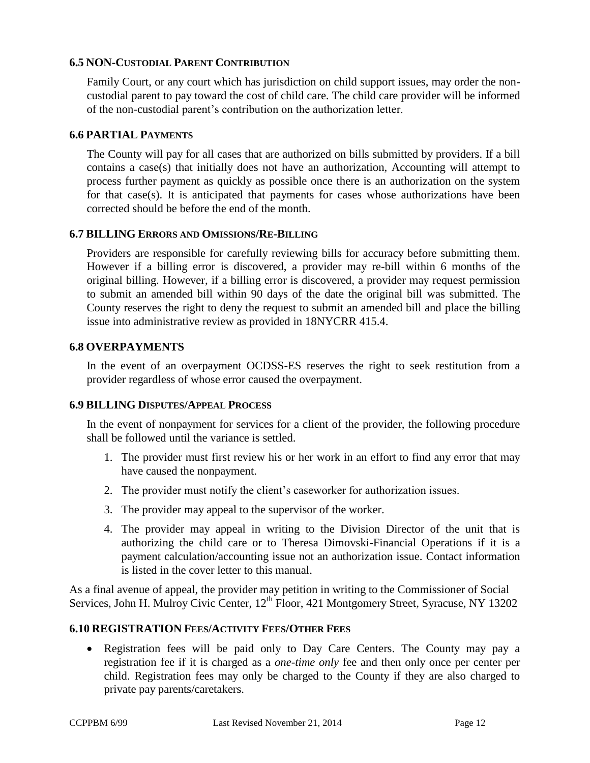### 6.5 NON-CUSTODIAL PARENT CONTRIBUTION

Family Court, or any court which has jurisdiction on child support issues, may order the non-custodial parent to pay toward the cost of child care. The child care provider will be informed of the non-custodial parent's contribution on the authorization letter.

### 6.6 PARTIAL PAYMENTS

The County will pay for all cases that are authorized on bills submitted by providers. If a bill contains a case(s) that initially does not have an authorization, Accounting will attempt to process further payment as quickly as possible once there is an authorization on the system for that case(s). It is anticipated that payments for cases whose authorizations have been corrected should be before the end of the month.

### 6.7 BILLING ERRORS AND OMISSIONS/RE-BILLING

Providers are responsible for carefully reviewing bills for accuracy before submitting them. However if a billing error is discovered, a provider may re-bill within 6 months of the original billing. However, if a billing error is discovered, a provider may request permission to submit an amended bill within 90 days of the date the original bill was submitted. The County reserves the right to deny the request to submit an amended bill and place the billing issue into administrative review as provided in 18NYCRR 415.4.

### 6.8 OVERPAYMENTS

In the event of an overpayment OCDSS-ES reserves the right to seek restitution from a provider regardless of whose error caused the overpayment.

### 6.9 BILLING DISPUTES/APPEAL PROCESS

In the event of nonpayment for services for a client of the provider, the following procedure shall be followed until the variance is settled.

1. The provider must first review his or her work in an effort to find any error that may have caused the nonpayment.
2. The provider must notify the client's caseworker for authorization issues.
3. The provider may appeal to the supervisor of the worker.
4. The provider may appeal in writing to the Division Director of the unit that is authorizing the child care or to Theresa Dimovski-Financial Operations if it is a payment calculation/accounting issue not an authorization issue. Contact information is listed in the cover letter to this manual.

As a final avenue of appeal, the provider may petition in writing to the Commissioner of Social Services, John H. Mulroy Civic Center, 12th Floor, 421 Montgomery Street, Syracuse, NY 13202

### 6.10 REGISTRATION FEES/ACTIVITY FEES/OTHER FEES

- Registration fees will be paid only to Day Care Centers. The County may pay a registration fee if it is charged as a *one-time only* fee and then only once per center per child. Registration fees may only be charged to the County if they are also charged to private pay parents/caretakers.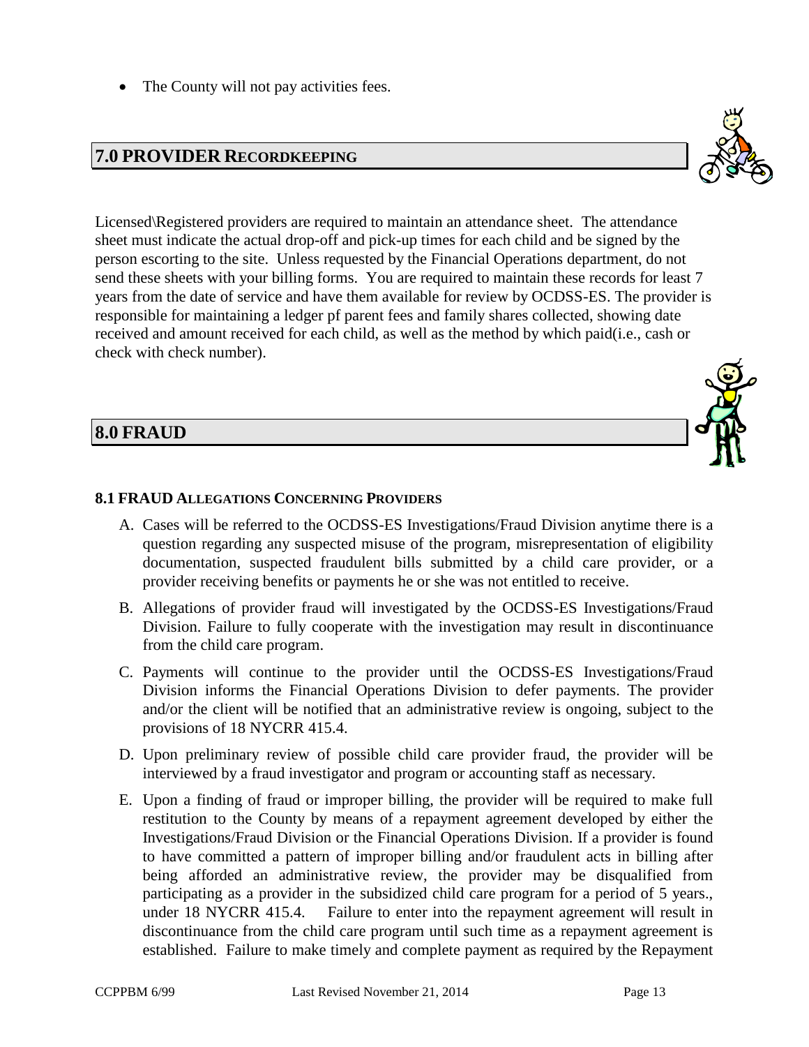- The County will not pay activities fees.

## 7.0 PROVIDER RECORDKEEPING

Licensed\Registered providers are required to maintain an attendance sheet. The attendance sheet must indicate the actual drop-off and pick-up times for each child and be signed by the person escorting to the site. Unless requested by the Financial Operations department, do not send these sheets with your billing forms. You are required to maintain these records for least 7 years from the date of service and have them available for review by OCDSS-ES. The provider is responsible for maintaining a ledger pf parent fees and family shares collected, showing date received and amount received for each child, as well as the method by which paid(i.e., cash or check with check number).

## 8.0 FRAUD

### 8.1 FRAUD ALLEGATIONS CONCERNING PROVIDERS

A. Cases will be referred to the OCDSS-ES Investigations/Fraud Division anytime there is a question regarding any suspected misuse of the program, misrepresentation of eligibility documentation, suspected fraudulent bills submitted by a child care provider, or a provider receiving benefits or payments he or she was not entitled to receive.

B. Allegations of provider fraud will investigated by the OCDSS-ES Investigations/Fraud Division. Failure to fully cooperate with the investigation may result in discontinuance from the child care program.

C. Payments will continue to the provider until the OCDSS-ES Investigations/Fraud Division informs the Financial Operations Division to defer payments. The provider and/or the client will be notified that an administrative review is ongoing, subject to the provisions of 18 NYCRR 415.4.

D. Upon preliminary review of possible child care provider fraud, the provider will be interviewed by a fraud investigator and program or accounting staff as necessary.

E. Upon a finding of fraud or improper billing, the provider will be required to make full restitution to the County by means of a repayment agreement developed by either the Investigations/Fraud Division or the Financial Operations Division. If a provider is found to have committed a pattern of improper billing and/or fraudulent acts in billing after being afforded an administrative review, the provider may be disqualified from participating as a provider in the subsidized child care program for a period of 5 years., under 18 NYCRR 415.4. Failure to enter into the repayment agreement will result in discontinuance from the child care program until such time as a repayment agreement is established. Failure to make timely and complete payment as required by the Repayment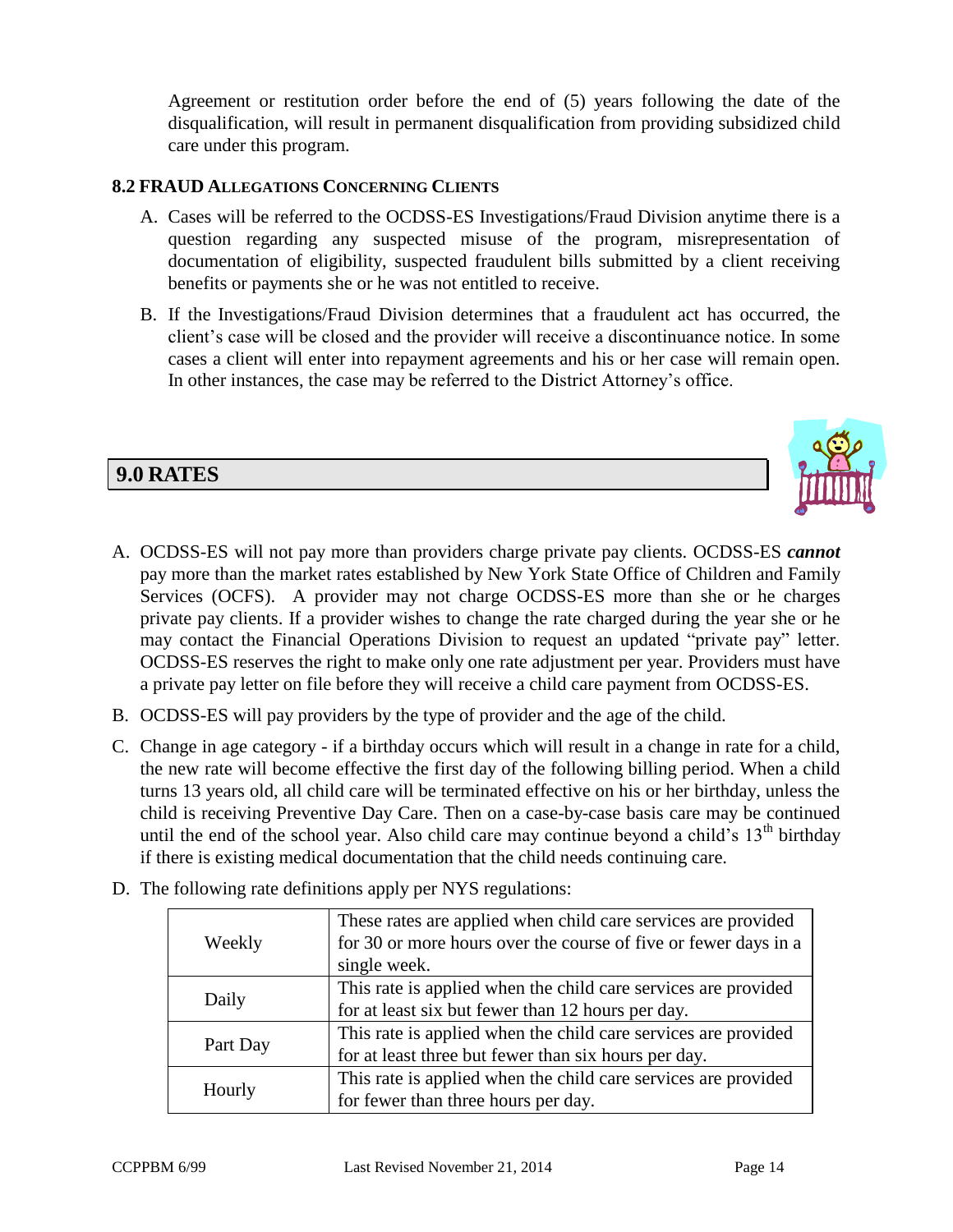Agreement or restitution order before the end of (5) years following the date of the disqualification, will result in permanent disqualification from providing subsidized child care under this program.

### 8.2 FRAUD ALLEGATIONS CONCERNING CLIENTS

A. Cases will be referred to the OCDSS-ES Investigations/Fraud Division anytime there is a question regarding any suspected misuse of the program, misrepresentation of documentation of eligibility, suspected fraudulent bills submitted by a client receiving benefits or payments she or he was not entitled to receive.

B. If the Investigations/Fraud Division determines that a fraudulent act has occurred, the client's case will be closed and the provider will receive a discontinuance notice. In some cases a client will enter into repayment agreements and his or her case will remain open. In other instances, the case may be referred to the District Attorney's office.

## 9.0 RATES

A. OCDSS-ES will not pay more than providers charge private pay clients. OCDSS-ES ***cannot*** pay more than the market rates established by New York State Office of Children and Family Services (OCFS). A provider may not charge OCDSS-ES more than she or he charges private pay clients. If a provider wishes to change the rate charged during the year she or he may contact the Financial Operations Division to request an updated "private pay" letter. OCDSS-ES reserves the right to make only one rate adjustment per year. Providers must have a private pay letter on file before they will receive a child care payment from OCDSS-ES.

B. OCDSS-ES will pay providers by the type of provider and the age of the child.

C. Change in age category - if a birthday occurs which will result in a change in rate for a child, the new rate will become effective the first day of the following billing period. When a child turns 13 years old, all child care will be terminated effective on his or her birthday, unless the child is receiving Preventive Day Care. Then on a case-by-case basis care may be continued until the end of the school year. Also child care may continue beyond a child's 13th birthday if there is existing medical documentation that the child needs continuing care.

D. The following rate definitions apply per NYS regulations:

| | |
|---|---|
| Weekly | These rates are applied when child care services are provided for 30 or more hours over the course of five or fewer days in a single week. |
| Daily | This rate is applied when the child care services are provided for at least six but fewer than 12 hours per day. |
| Part Day | This rate is applied when the child care services are provided for at least three but fewer than six hours per day. |
| Hourly | This rate is applied when the child care services are provided for fewer than three hours per day. |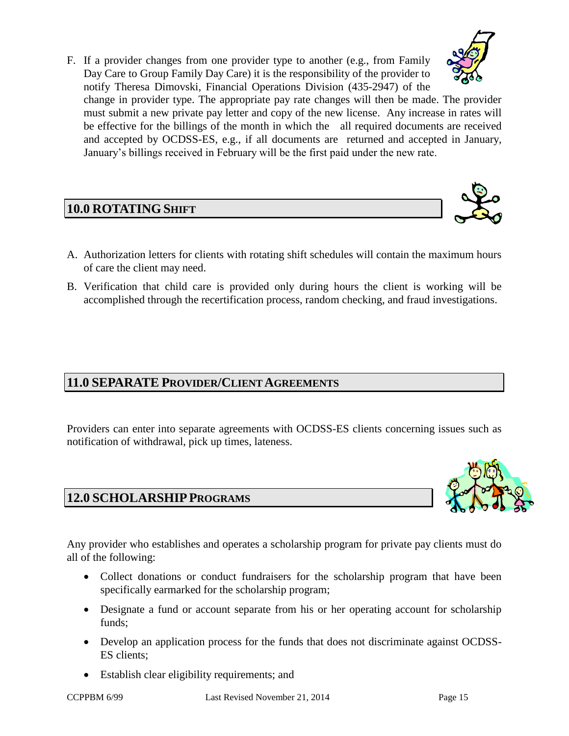F. If a provider changes from one provider type to another (e.g., from Family Day Care to Group Family Day Care) it is the responsibility of the provider to notify Theresa Dimovski, Financial Operations Division (435-2947) of the change in provider type. The appropriate pay rate changes will then be made. The provider must submit a new private pay letter and copy of the new license. Any increase in rates will be effective for the billings of the month in which the all required documents are received and accepted by OCDSS-ES, e.g., if all documents are returned and accepted in January, January's billings received in February will be the first paid under the new rate.

## 10.0 ROTATING SHIFT

A. Authorization letters for clients with rotating shift schedules will contain the maximum hours of care the client may need.

B. Verification that child care is provided only during hours the client is working will be accomplished through the recertification process, random checking, and fraud investigations.

## 11.0 SEPARATE PROVIDER/CLIENT AGREEMENTS

Providers can enter into separate agreements with OCDSS-ES clients concerning issues such as notification of withdrawal, pick up times, lateness.

## 12.0 SCHOLARSHIP PROGRAMS

Any provider who establishes and operates a scholarship program for private pay clients must do all of the following:

- Collect donations or conduct fundraisers for the scholarship program that have been specifically earmarked for the scholarship program;
- Designate a fund or account separate from his or her operating account for scholarship funds;
- Develop an application process for the funds that does not discriminate against OCDSS-ES clients;
- Establish clear eligibility requirements; and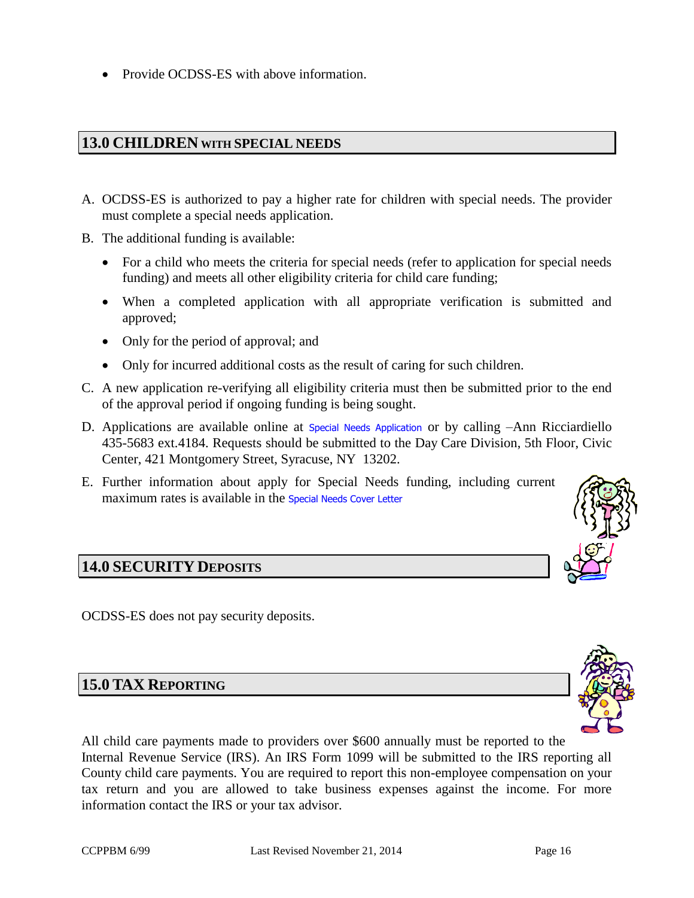- Provide OCDSS-ES with above information.

## 13.0 CHILDREN WITH SPECIAL NEEDS

A. OCDSS-ES is authorized to pay a higher rate for children with special needs. The provider must complete a special needs application.

B. The additional funding is available:

   - For a child who meets the criteria for special needs (refer to application for special needs funding) and meets all other eligibility criteria for child care funding;
   - When a completed application with all appropriate verification is submitted and approved;
   - Only for the period of approval; and
   - Only for incurred additional costs as the result of caring for such children.

C. A new application re-verifying all eligibility criteria must then be submitted prior to the end of the approval period if ongoing funding is being sought.

D. Applications are available online at Special Needs Application or by calling –Ann Ricciardiello 435-5683 ext.4184. Requests should be submitted to the Day Care Division, 5th Floor, Civic Center, 421 Montgomery Street, Syracuse, NY 13202.

E. Further information about apply for Special Needs funding, including current maximum rates is available in the Special Needs Cover Letter

## 14.0 SECURITY DEPOSITS

OCDSS-ES does not pay security deposits.

## 15.0 TAX REPORTING

All child care payments made to providers over $600 annually must be reported to the Internal Revenue Service (IRS). An IRS Form 1099 will be submitted to the IRS reporting all County child care payments. You are required to report this non-employee compensation on your tax return and you are allowed to take business expenses against the income. For more information contact the IRS or your tax advisor.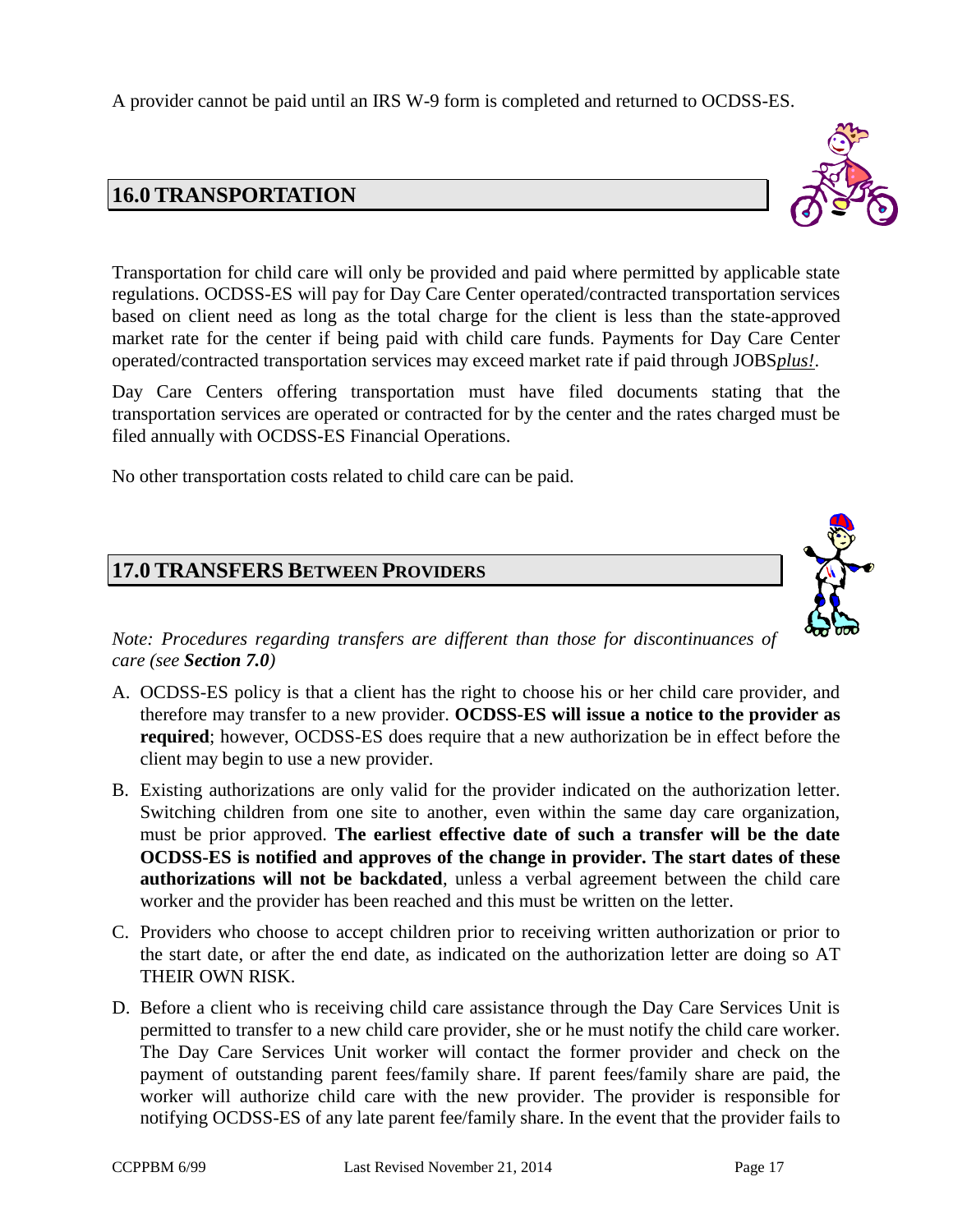A provider cannot be paid until an IRS W-9 form is completed and returned to OCDSS-ES.

## 16.0 TRANSPORTATION

Transportation for child care will only be provided and paid where permitted by applicable state regulations. OCDSS-ES will pay for Day Care Center operated/contracted transportation services based on client need as long as the total charge for the client is less than the state-approved market rate for the center if being paid with child care funds. Payments for Day Care Center operated/contracted transportation services may exceed market rate if paid through JOBS*plus!*.

Day Care Centers offering transportation must have filed documents stating that the transportation services are operated or contracted for by the center and the rates charged must be filed annually with OCDSS-ES Financial Operations.

No other transportation costs related to child care can be paid.

## 17.0 TRANSFERS BETWEEN PROVIDERS

*Note: Procedures regarding transfers are different than those for discontinuances of care (see* ***Section 7.0****)*

A. OCDSS-ES policy is that a client has the right to choose his or her child care provider, and therefore may transfer to a new provider. **OCDSS-ES will issue a notice to the provider as required**; however, OCDSS-ES does require that a new authorization be in effect before the client may begin to use a new provider.

B. Existing authorizations are only valid for the provider indicated on the authorization letter. Switching children from one site to another, even within the same day care organization, must be prior approved. **The earliest effective date of such a transfer will be the date OCDSS-ES is notified and approves of the change in provider. The start dates of these authorizations will not be backdated**, unless a verbal agreement between the child care worker and the provider has been reached and this must be written on the letter.

C. Providers who choose to accept children prior to receiving written authorization or prior to the start date, or after the end date, as indicated on the authorization letter are doing so AT THEIR OWN RISK.

D. Before a client who is receiving child care assistance through the Day Care Services Unit is permitted to transfer to a new child care provider, she or he must notify the child care worker. The Day Care Services Unit worker will contact the former provider and check on the payment of outstanding parent fees/family share. If parent fees/family share are paid, the worker will authorize child care with the new provider. The provider is responsible for notifying OCDSS-ES of any late parent fee/family share. In the event that the provider fails to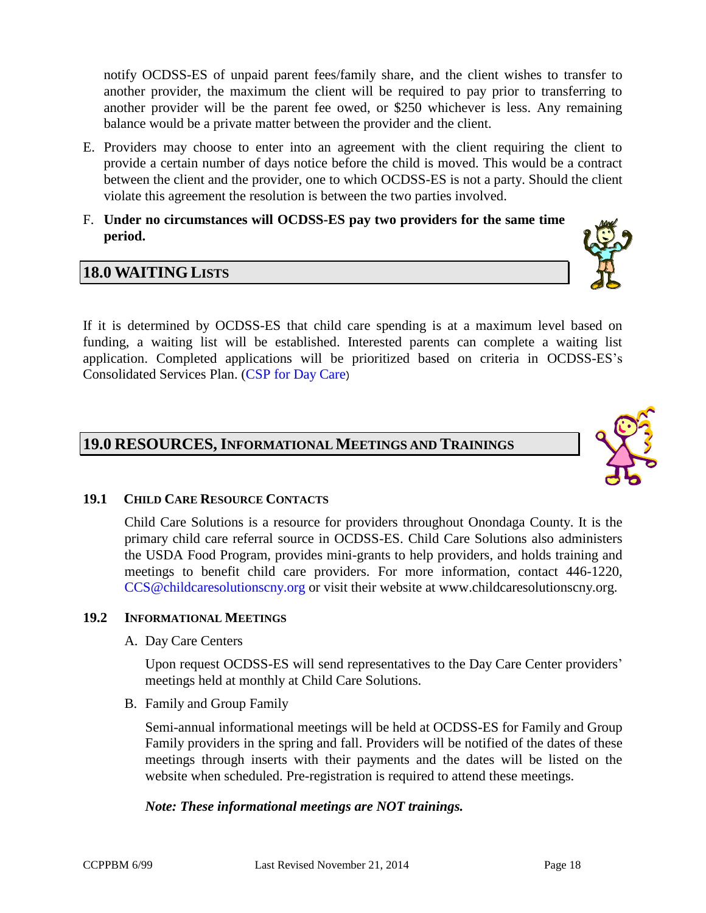notify OCDSS-ES of unpaid parent fees/family share, and the client wishes to transfer to another provider, the maximum the client will be required to pay prior to transferring to another provider will be the parent fee owed, or $250 whichever is less. Any remaining balance would be a private matter between the provider and the client.

E. Providers may choose to enter into an agreement with the client requiring the client to provide a certain number of days notice before the child is moved. This would be a contract between the client and the provider, one to which OCDSS-ES is not a party. Should the client violate this agreement the resolution is between the two parties involved.

F. **Under no circumstances will OCDSS-ES pay two providers for the same time period.**

## 18.0 WAITING LISTS

If it is determined by OCDSS-ES that child care spending is at a maximum level based on funding, a waiting list will be established. Interested parents can complete a waiting list application. Completed applications will be prioritized based on criteria in OCDSS-ES's Consolidated Services Plan. (CSP for Day Care)

## 19.0 RESOURCES, INFORMATIONAL MEETINGS AND TRAININGS

### 19.1 CHILD CARE RESOURCE CONTACTS

Child Care Solutions is a resource for providers throughout Onondaga County. It is the primary child care referral source in OCDSS-ES. Child Care Solutions also administers the USDA Food Program, provides mini-grants to help providers, and holds training and meetings to benefit child care providers. For more information, contact 446-1220, CCS@childcaresolutionscny.org or visit their website at www.childcaresolutionscny.org.

### 19.2 INFORMATIONAL MEETINGS

A. Day Care Centers

Upon request OCDSS-ES will send representatives to the Day Care Center providers' meetings held at monthly at Child Care Solutions.

B. Family and Group Family

Semi-annual informational meetings will be held at OCDSS-ES for Family and Group Family providers in the spring and fall. Providers will be notified of the dates of these meetings through inserts with their payments and the dates will be listed on the website when scheduled. Pre-registration is required to attend these meetings.

***Note: These informational meetings are NOT trainings.***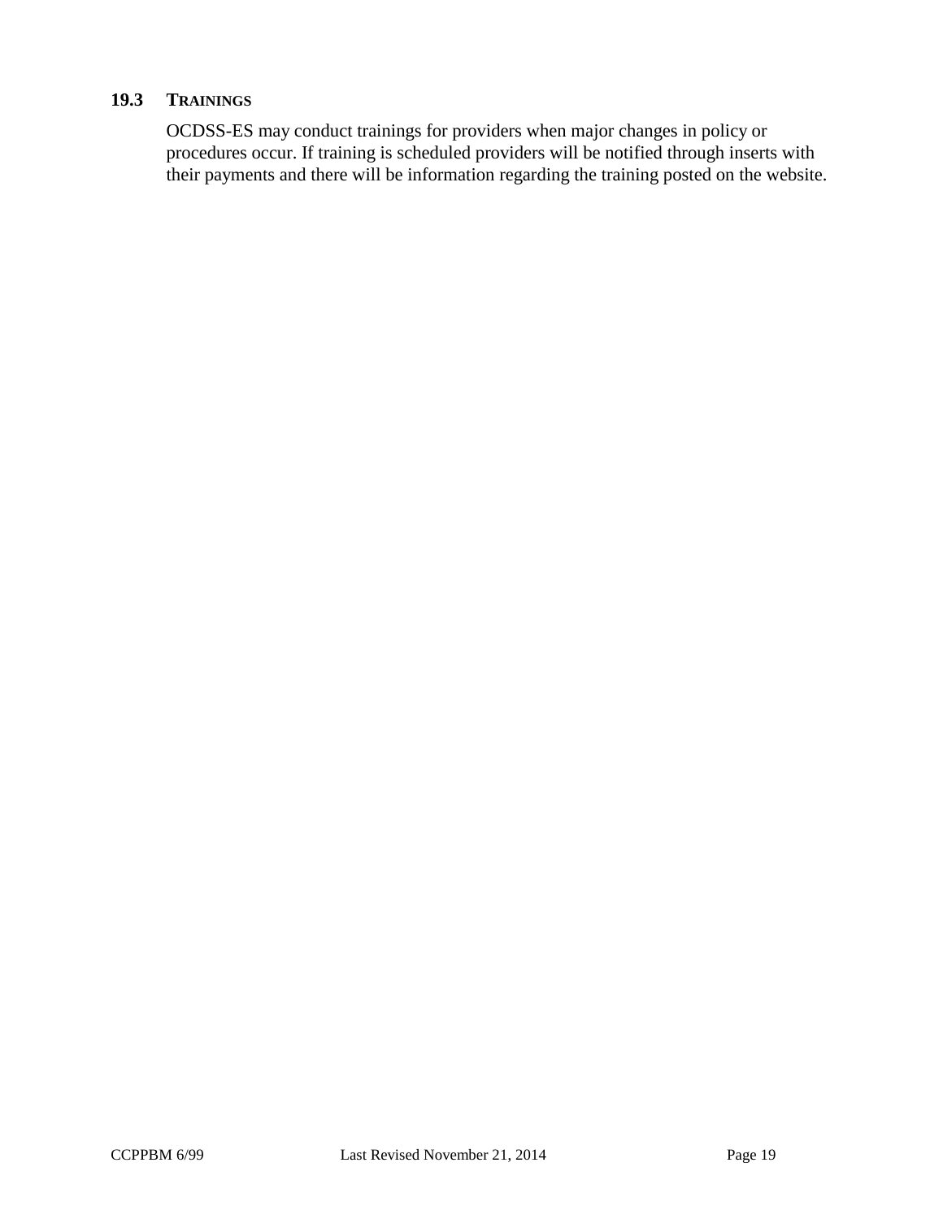### 19.3 TRAININGS

OCDSS-ES may conduct trainings for providers when major changes in policy or procedures occur. If training is scheduled providers will be notified through inserts with their payments and there will be information regarding the training posted on the website.